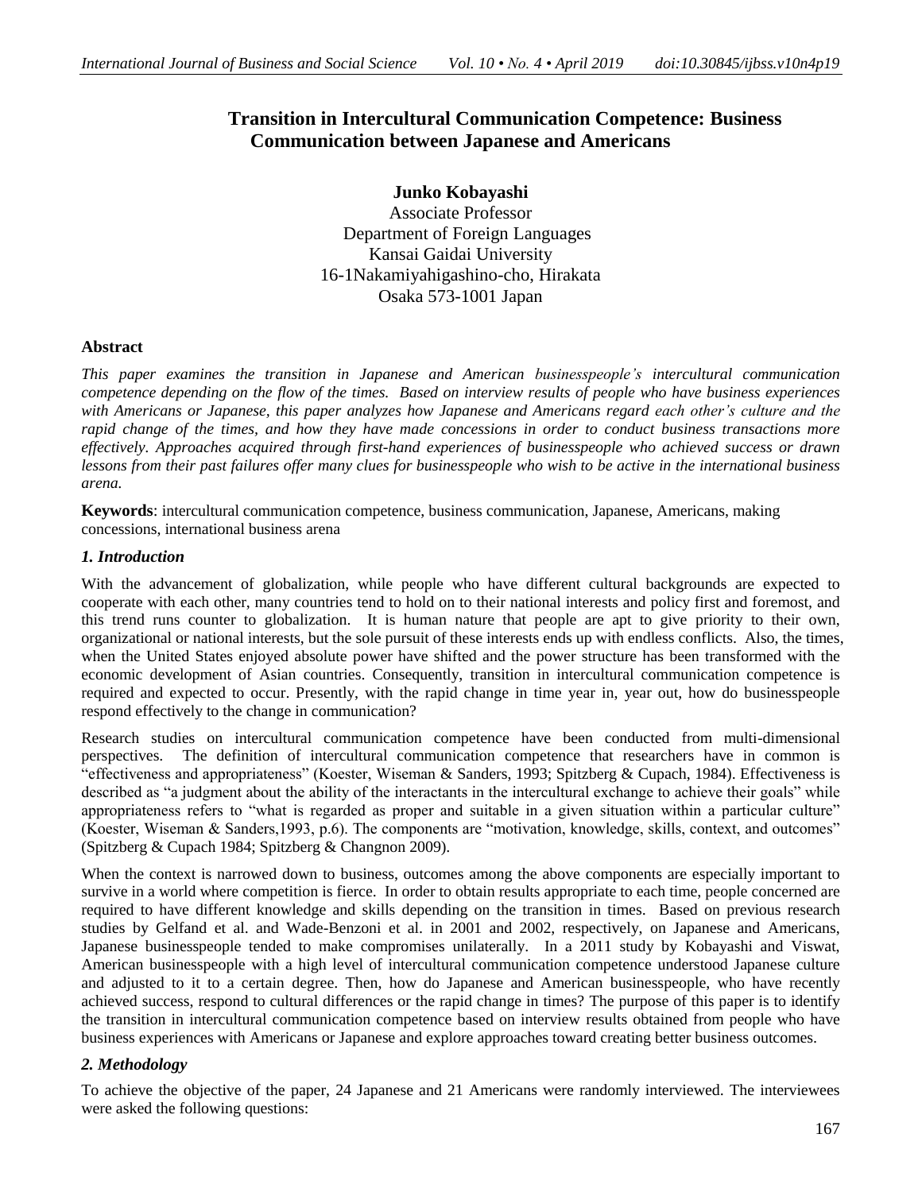# Transition in Intercultural Communication Competence: Business Communication between Japanese and Americans

**Junko Kobayashi**
Associate Professor
Department of Foreign Languages
Kansai Gaidai University
16-1Nakamiyahigashino-cho, Hirakata
Osaka 573-1001 Japan

## Abstract

*This paper examines the transition in Japanese and American businesspeople's intercultural communication competence depending on the flow of the times. Based on interview results of people who have business experiences with Americans or Japanese, this paper analyzes how Japanese and Americans regard each other's culture and the rapid change of the times, and how they have made concessions in order to conduct business transactions more effectively. Approaches acquired through first-hand experiences of businesspeople who achieved success or drawn lessons from their past failures offer many clues for businesspeople who wish to be active in the international business arena.*

**Keywords**: intercultural communication competence, business communication, Japanese, Americans, making concessions, international business arena

## *1. Introduction*

With the advancement of globalization, while people who have different cultural backgrounds are expected to cooperate with each other, many countries tend to hold on to their national interests and policy first and foremost, and this trend runs counter to globalization. It is human nature that people are apt to give priority to their own, organizational or national interests, but the sole pursuit of these interests ends up with endless conflicts. Also, the times, when the United States enjoyed absolute power have shifted and the power structure has been transformed with the economic development of Asian countries. Consequently, transition in intercultural communication competence is required and expected to occur. Presently, with the rapid change in time year in, year out, how do businesspeople respond effectively to the change in communication?

Research studies on intercultural communication competence have been conducted from multi-dimensional perspectives. The definition of intercultural communication competence that researchers have in common is "effectiveness and appropriateness" (Koester, Wiseman & Sanders, 1993; Spitzberg & Cupach, 1984). Effectiveness is described as "a judgment about the ability of the interactants in the intercultural exchange to achieve their goals" while appropriateness refers to "what is regarded as proper and suitable in a given situation within a particular culture" (Koester, Wiseman & Sanders,1993, p.6). The components are "motivation, knowledge, skills, context, and outcomes" (Spitzberg & Cupach 1984; Spitzberg & Changnon 2009).

When the context is narrowed down to business, outcomes among the above components are especially important to survive in a world where competition is fierce. In order to obtain results appropriate to each time, people concerned are required to have different knowledge and skills depending on the transition in times. Based on previous research studies by Gelfand et al. and Wade-Benzoni et al. in 2001 and 2002, respectively, on Japanese and Americans, Japanese businesspeople tended to make compromises unilaterally. In a 2011 study by Kobayashi and Viswat, American businesspeople with a high level of intercultural communication competence understood Japanese culture and adjusted to it to a certain degree. Then, how do Japanese and American businesspeople, who have recently achieved success, respond to cultural differences or the rapid change in times? The purpose of this paper is to identify the transition in intercultural communication competence based on interview results obtained from people who have business experiences with Americans or Japanese and explore approaches toward creating better business outcomes.

## *2. Methodology*

To achieve the objective of the paper, 24 Japanese and 21 Americans were randomly interviewed. The interviewees were asked the following questions: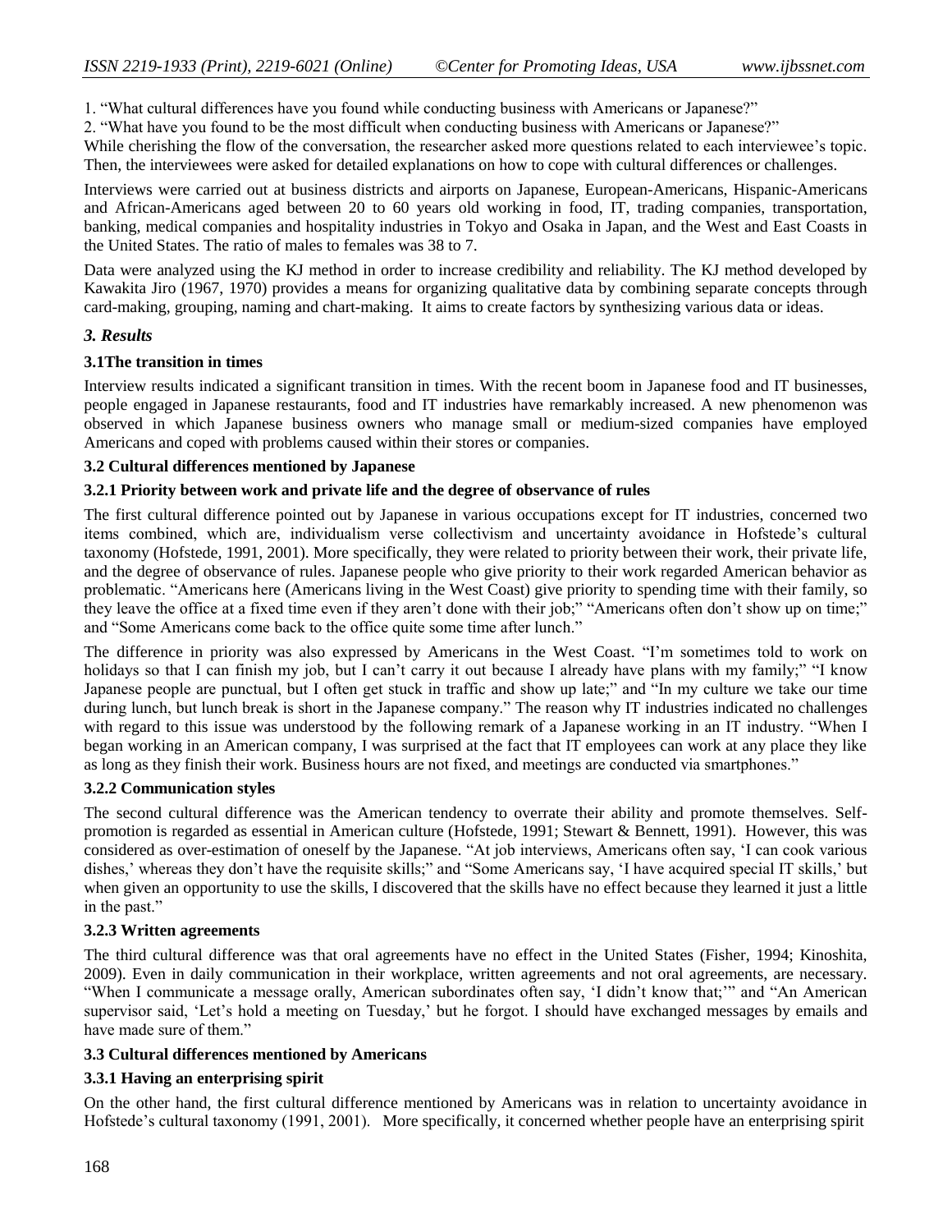1. "What cultural differences have you found while conducting business with Americans or Japanese?"
2. "What have you found to be the most difficult when conducting business with Americans or Japanese?"

While cherishing the flow of the conversation, the researcher asked more questions related to each interviewee's topic. Then, the interviewees were asked for detailed explanations on how to cope with cultural differences or challenges.

Interviews were carried out at business districts and airports on Japanese, European-Americans, Hispanic-Americans and African-Americans aged between 20 to 60 years old working in food, IT, trading companies, transportation, banking, medical companies and hospitality industries in Tokyo and Osaka in Japan, and the West and East Coasts in the United States. The ratio of males to females was 38 to 7.

Data were analyzed using the KJ method in order to increase credibility and reliability. The KJ method developed by Kawakita Jiro (1967, 1970) provides a means for organizing qualitative data by combining separate concepts through card-making, grouping, naming and chart-making. It aims to create factors by synthesizing various data or ideas.

## *3. Results*

### 3.1The transition in times

Interview results indicated a significant transition in times. With the recent boom in Japanese food and IT businesses, people engaged in Japanese restaurants, food and IT industries have remarkably increased. A new phenomenon was observed in which Japanese business owners who manage small or medium-sized companies have employed Americans and coped with problems caused within their stores or companies.

### 3.2 Cultural differences mentioned by Japanese

#### 3.2.1 Priority between work and private life and the degree of observance of rules

The first cultural difference pointed out by Japanese in various occupations except for IT industries, concerned two items combined, which are, individualism verse collectivism and uncertainty avoidance in Hofstede's cultural taxonomy (Hofstede, 1991, 2001). More specifically, they were related to priority between their work, their private life, and the degree of observance of rules. Japanese people who give priority to their work regarded American behavior as problematic. "Americans here (Americans living in the West Coast) give priority to spending time with their family, so they leave the office at a fixed time even if they aren't done with their job;" "Americans often don't show up on time;" and "Some Americans come back to the office quite some time after lunch."

The difference in priority was also expressed by Americans in the West Coast. "I'm sometimes told to work on holidays so that I can finish my job, but I can't carry it out because I already have plans with my family;" "I know Japanese people are punctual, but I often get stuck in traffic and show up late;" and "In my culture we take our time during lunch, but lunch break is short in the Japanese company." The reason why IT industries indicated no challenges with regard to this issue was understood by the following remark of a Japanese working in an IT industry. "When I began working in an American company, I was surprised at the fact that IT employees can work at any place they like as long as they finish their work. Business hours are not fixed, and meetings are conducted via smartphones."

#### 3.2.2 Communication styles

The second cultural difference was the American tendency to overrate their ability and promote themselves. Self-promotion is regarded as essential in American culture (Hofstede, 1991; Stewart & Bennett, 1991). However, this was considered as over-estimation of oneself by the Japanese. "At job interviews, Americans often say, 'I can cook various dishes,' whereas they don't have the requisite skills;" and "Some Americans say, 'I have acquired special IT skills,' but when given an opportunity to use the skills, I discovered that the skills have no effect because they learned it just a little in the past."

#### 3.2.3 Written agreements

The third cultural difference was that oral agreements have no effect in the United States (Fisher, 1994; Kinoshita, 2009). Even in daily communication in their workplace, written agreements and not oral agreements, are necessary. "When I communicate a message orally, American subordinates often say, 'I didn't know that;'" and "An American supervisor said, 'Let's hold a meeting on Tuesday,' but he forgot. I should have exchanged messages by emails and have made sure of them."

### 3.3 Cultural differences mentioned by Americans

#### 3.3.1 Having an enterprising spirit

On the other hand, the first cultural difference mentioned by Americans was in relation to uncertainty avoidance in Hofstede's cultural taxonomy (1991, 2001). More specifically, it concerned whether people have an enterprising spirit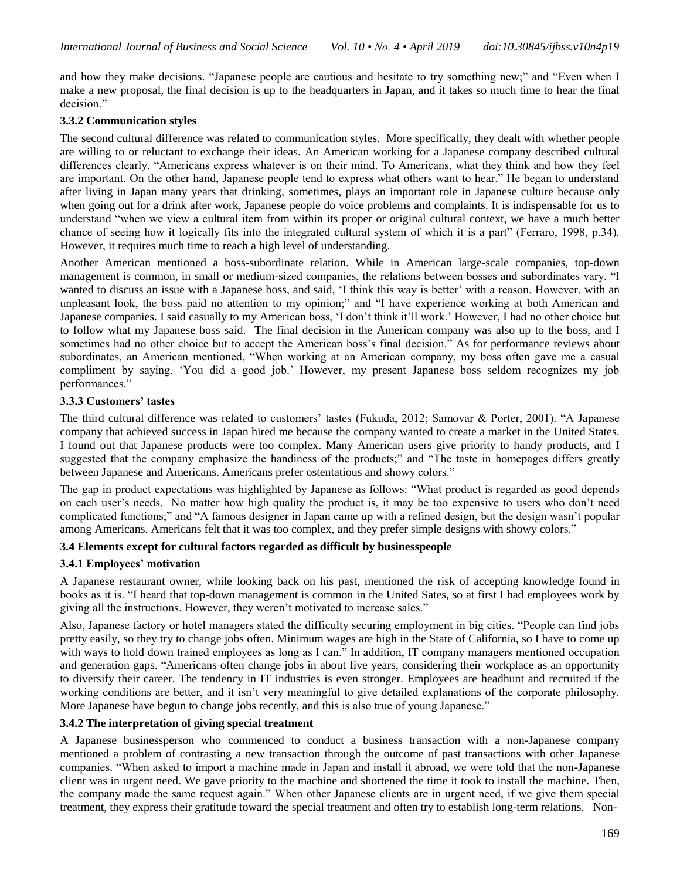and how they make decisions. "Japanese people are cautious and hesitate to try something new;" and "Even when I make a new proposal, the final decision is up to the headquarters in Japan, and it takes so much time to hear the final decision."

#### 3.3.2 Communication styles

The second cultural difference was related to communication styles. More specifically, they dealt with whether people are willing to or reluctant to exchange their ideas. An American working for a Japanese company described cultural differences clearly. "Americans express whatever is on their mind. To Americans, what they think and how they feel are important. On the other hand, Japanese people tend to express what others want to hear." He began to understand after living in Japan many years that drinking, sometimes, plays an important role in Japanese culture because only when going out for a drink after work, Japanese people do voice problems and complaints. It is indispensable for us to understand "when we view a cultural item from within its proper or original cultural context, we have a much better chance of seeing how it logically fits into the integrated cultural system of which it is a part" (Ferraro, 1998, p.34). However, it requires much time to reach a high level of understanding.

Another American mentioned a boss-subordinate relation. While in American large-scale companies, top-down management is common, in small or medium-sized companies, the relations between bosses and subordinates vary. "I wanted to discuss an issue with a Japanese boss, and said, 'I think this way is better' with a reason. However, with an unpleasant look, the boss paid no attention to my opinion;" and "I have experience working at both American and Japanese companies. I said casually to my American boss, 'I don't think it'll work.' However, I had no other choice but to follow what my Japanese boss said. The final decision in the American company was also up to the boss, and I sometimes had no other choice but to accept the American boss's final decision." As for performance reviews about subordinates, an American mentioned, "When working at an American company, my boss often gave me a casual compliment by saying, 'You did a good job.' However, my present Japanese boss seldom recognizes my job performances."

#### 3.3.3 Customers' tastes

The third cultural difference was related to customers' tastes (Fukuda, 2012; Samovar & Porter, 2001). "A Japanese company that achieved success in Japan hired me because the company wanted to create a market in the United States. I found out that Japanese products were too complex. Many American users give priority to handy products, and I suggested that the company emphasize the handiness of the products;" and "The taste in homepages differs greatly between Japanese and Americans. Americans prefer ostentatious and showy colors."

The gap in product expectations was highlighted by Japanese as follows: "What product is regarded as good depends on each user's needs. No matter how high quality the product is, it may be too expensive to users who don't need complicated functions;" and "A famous designer in Japan came up with a refined design, but the design wasn't popular among Americans. Americans felt that it was too complex, and they prefer simple designs with showy colors."

### 3.4 Elements except for cultural factors regarded as difficult by businesspeople

#### 3.4.1 Employees' motivation

A Japanese restaurant owner, while looking back on his past, mentioned the risk of accepting knowledge found in books as it is. "I heard that top-down management is common in the United Sates, so at first I had employees work by giving all the instructions. However, they weren't motivated to increase sales."

Also, Japanese factory or hotel managers stated the difficulty securing employment in big cities. "People can find jobs pretty easily, so they try to change jobs often. Minimum wages are high in the State of California, so I have to come up with ways to hold down trained employees as long as I can." In addition, IT company managers mentioned occupation and generation gaps. "Americans often change jobs in about five years, considering their workplace as an opportunity to diversify their career. The tendency in IT industries is even stronger. Employees are headhunt and recruited if the working conditions are better, and it isn't very meaningful to give detailed explanations of the corporate philosophy. More Japanese have begun to change jobs recently, and this is also true of young Japanese."

#### 3.4.2 The interpretation of giving special treatment

A Japanese businessperson who commenced to conduct a business transaction with a non-Japanese company mentioned a problem of contrasting a new transaction through the outcome of past transactions with other Japanese companies. "When asked to import a machine made in Japan and install it abroad, we were told that the non-Japanese client was in urgent need. We gave priority to the machine and shortened the time it took to install the machine. Then, the company made the same request again." When other Japanese clients are in urgent need, if we give them special treatment, they express their gratitude toward the special treatment and often try to establish long-term relations. Non-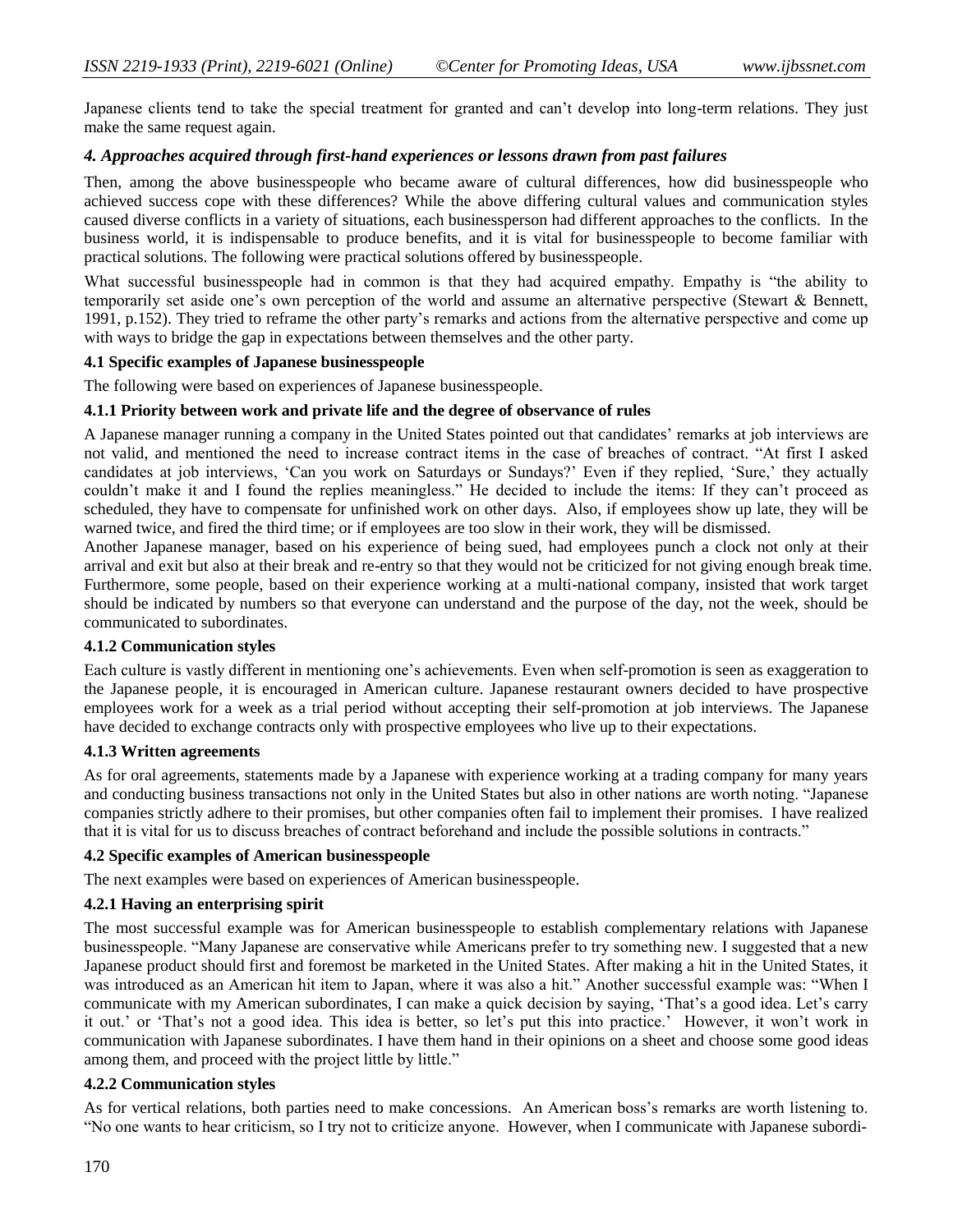Japanese clients tend to take the special treatment for granted and can't develop into long-term relations. They just make the same request again.

### *4. Approaches acquired through first-hand experiences or lessons drawn from past failures*

Then, among the above businesspeople who became aware of cultural differences, how did businesspeople who achieved success cope with these differences? While the above differing cultural values and communication styles caused diverse conflicts in a variety of situations, each businessperson had different approaches to the conflicts. In the business world, it is indispensable to produce benefits, and it is vital for businesspeople to become familiar with practical solutions. The following were practical solutions offered by businesspeople.

What successful businesspeople had in common is that they had acquired empathy. Empathy is "the ability to temporarily set aside one's own perception of the world and assume an alternative perspective (Stewart & Bennett, 1991, p.152). They tried to reframe the other party's remarks and actions from the alternative perspective and come up with ways to bridge the gap in expectations between themselves and the other party.

#### 4.1 Specific examples of Japanese businesspeople

The following were based on experiences of Japanese businesspeople.

#### 4.1.1 Priority between work and private life and the degree of observance of rules

A Japanese manager running a company in the United States pointed out that candidates' remarks at job interviews are not valid, and mentioned the need to increase contract items in the case of breaches of contract. "At first I asked candidates at job interviews, 'Can you work on Saturdays or Sundays?' Even if they replied, 'Sure,' they actually couldn't make it and I found the replies meaningless." He decided to include the items: If they can't proceed as scheduled, they have to compensate for unfinished work on other days. Also, if employees show up late, they will be warned twice, and fired the third time; or if employees are too slow in their work, they will be dismissed.

Another Japanese manager, based on his experience of being sued, had employees punch a clock not only at their arrival and exit but also at their break and re-entry so that they would not be criticized for not giving enough break time. Furthermore, some people, based on their experience working at a multi-national company, insisted that work target should be indicated by numbers so that everyone can understand and the purpose of the day, not the week, should be communicated to subordinates.

#### 4.1.2 Communication styles

Each culture is vastly different in mentioning one's achievements. Even when self-promotion is seen as exaggeration to the Japanese people, it is encouraged in American culture. Japanese restaurant owners decided to have prospective employees work for a week as a trial period without accepting their self-promotion at job interviews. The Japanese have decided to exchange contracts only with prospective employees who live up to their expectations.

#### 4.1.3 Written agreements

As for oral agreements, statements made by a Japanese with experience working at a trading company for many years and conducting business transactions not only in the United States but also in other nations are worth noting. "Japanese companies strictly adhere to their promises, but other companies often fail to implement their promises. I have realized that it is vital for us to discuss breaches of contract beforehand and include the possible solutions in contracts."

#### 4.2 Specific examples of American businesspeople

The next examples were based on experiences of American businesspeople.

#### 4.2.1 Having an enterprising spirit

The most successful example was for American businesspeople to establish complementary relations with Japanese businesspeople. "Many Japanese are conservative while Americans prefer to try something new. I suggested that a new Japanese product should first and foremost be marketed in the United States. After making a hit in the United States, it was introduced as an American hit item to Japan, where it was also a hit." Another successful example was: "When I communicate with my American subordinates, I can make a quick decision by saying, 'That's a good idea. Let's carry it out.' or 'That's not a good idea. This idea is better, so let's put this into practice.' However, it won't work in communication with Japanese subordinates. I have them hand in their opinions on a sheet and choose some good ideas among them, and proceed with the project little by little."

#### 4.2.2 Communication styles

As for vertical relations, both parties need to make concessions. An American boss's remarks are worth listening to. "No one wants to hear criticism, so I try not to criticize anyone. However, when I communicate with Japanese subordi-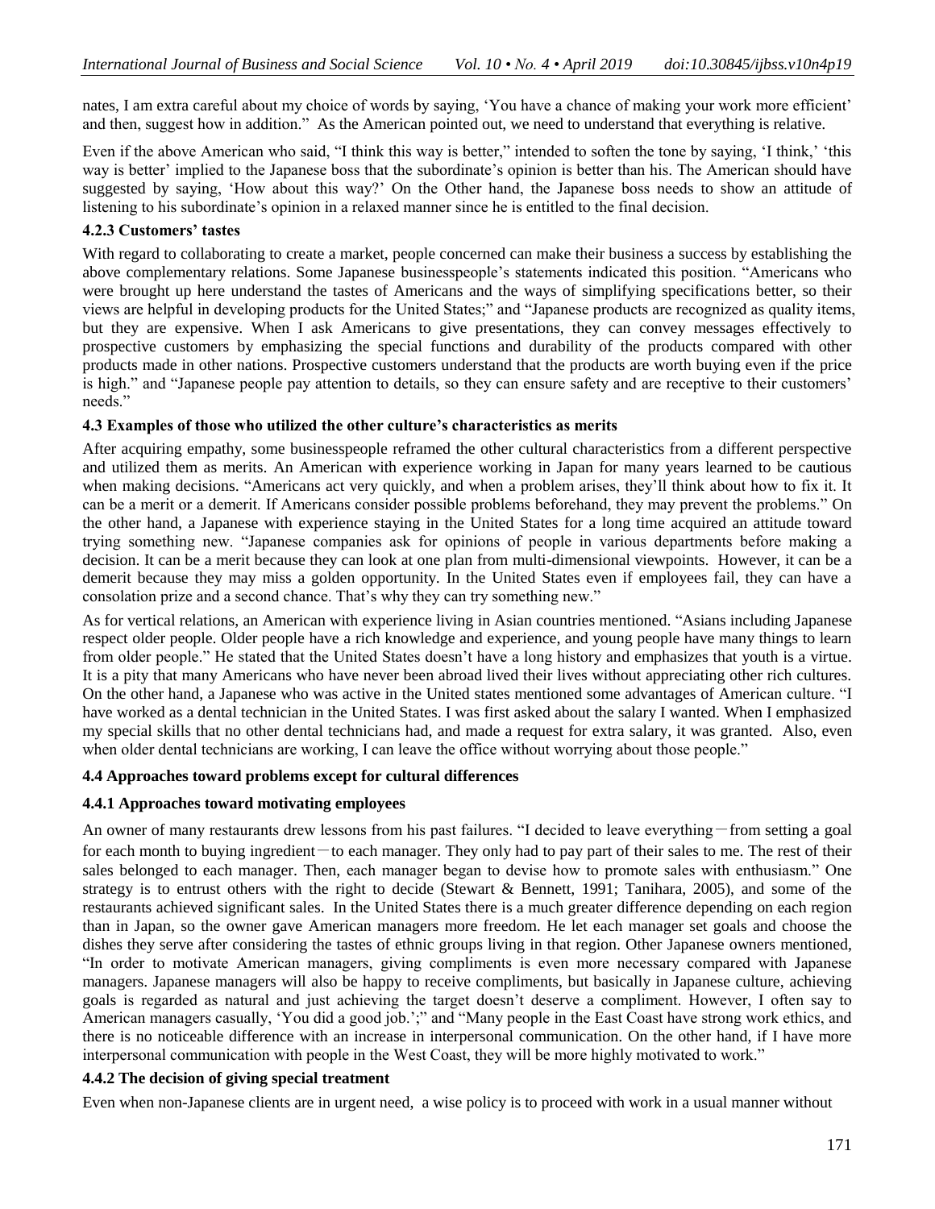nates, I am extra careful about my choice of words by saying, 'You have a chance of making your work more efficient' and then, suggest how in addition." As the American pointed out, we need to understand that everything is relative.

Even if the above American who said, "I think this way is better," intended to soften the tone by saying, 'I think,' 'this way is better' implied to the Japanese boss that the subordinate's opinion is better than his. The American should have suggested by saying, 'How about this way?' On the Other hand, the Japanese boss needs to show an attitude of listening to his subordinate's opinion in a relaxed manner since he is entitled to the final decision.

#### 4.2.3 Customers' tastes

With regard to collaborating to create a market, people concerned can make their business a success by establishing the above complementary relations. Some Japanese businesspeople's statements indicated this position. "Americans who were brought up here understand the tastes of Americans and the ways of simplifying specifications better, so their views are helpful in developing products for the United States;" and "Japanese products are recognized as quality items, but they are expensive. When I ask Americans to give presentations, they can convey messages effectively to prospective customers by emphasizing the special functions and durability of the products compared with other products made in other nations. Prospective customers understand that the products are worth buying even if the price is high." and "Japanese people pay attention to details, so they can ensure safety and are receptive to their customers' needs."

### 4.3 Examples of those who utilized the other culture's characteristics as merits

After acquiring empathy, some businesspeople reframed the other cultural characteristics from a different perspective and utilized them as merits. An American with experience working in Japan for many years learned to be cautious when making decisions. "Americans act very quickly, and when a problem arises, they'll think about how to fix it. It can be a merit or a demerit. If Americans consider possible problems beforehand, they may prevent the problems." On the other hand, a Japanese with experience staying in the United States for a long time acquired an attitude toward trying something new. "Japanese companies ask for opinions of people in various departments before making a decision. It can be a merit because they can look at one plan from multi-dimensional viewpoints. However, it can be a demerit because they may miss a golden opportunity. In the United States even if employees fail, they can have a consolation prize and a second chance. That's why they can try something new."

As for vertical relations, an American with experience living in Asian countries mentioned. "Asians including Japanese respect older people. Older people have a rich knowledge and experience, and young people have many things to learn from older people." He stated that the United States doesn't have a long history and emphasizes that youth is a virtue. It is a pity that many Americans who have never been abroad lived their lives without appreciating other rich cultures. On the other hand, a Japanese who was active in the United states mentioned some advantages of American culture. "I have worked as a dental technician in the United States. I was first asked about the salary I wanted. When I emphasized my special skills that no other dental technicians had, and made a request for extra salary, it was granted. Also, even when older dental technicians are working, I can leave the office without worrying about those people."

### 4.4 Approaches toward problems except for cultural differences

#### 4.4.1 Approaches toward motivating employees

An owner of many restaurants drew lessons from his past failures. "I decided to leave everything－from setting a goal for each month to buying ingredient－to each manager. They only had to pay part of their sales to me. The rest of their sales belonged to each manager. Then, each manager began to devise how to promote sales with enthusiasm." One strategy is to entrust others with the right to decide (Stewart & Bennett, 1991; Tanihara, 2005), and some of the restaurants achieved significant sales. In the United States there is a much greater difference depending on each region than in Japan, so the owner gave American managers more freedom. He let each manager set goals and choose the dishes they serve after considering the tastes of ethnic groups living in that region. Other Japanese owners mentioned, "In order to motivate American managers, giving compliments is even more necessary compared with Japanese managers. Japanese managers will also be happy to receive compliments, but basically in Japanese culture, achieving goals is regarded as natural and just achieving the target doesn't deserve a compliment. However, I often say to American managers casually, 'You did a good job.';" and "Many people in the East Coast have strong work ethics, and there is no noticeable difference with an increase in interpersonal communication. On the other hand, if I have more interpersonal communication with people in the West Coast, they will be more highly motivated to work."

#### 4.4.2 The decision of giving special treatment

Even when non-Japanese clients are in urgent need, a wise policy is to proceed with work in a usual manner without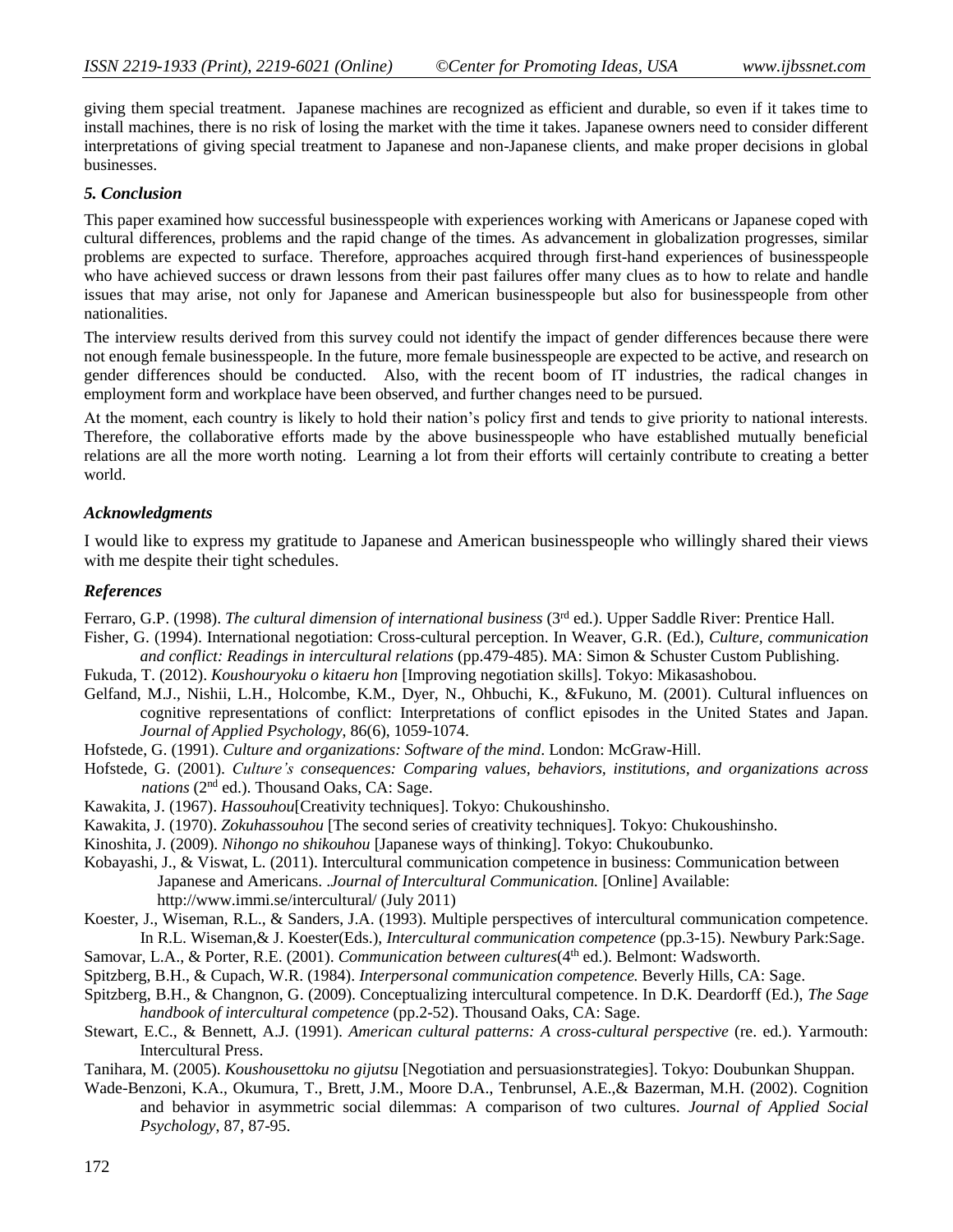giving them special treatment. Japanese machines are recognized as efficient and durable, so even if it takes time to install machines, there is no risk of losing the market with the time it takes. Japanese owners need to consider different interpretations of giving special treatment to Japanese and non-Japanese clients, and make proper decisions in global businesses.

### *5. Conclusion*

This paper examined how successful businesspeople with experiences working with Americans or Japanese coped with cultural differences, problems and the rapid change of the times. As advancement in globalization progresses, similar problems are expected to surface. Therefore, approaches acquired through first-hand experiences of businesspeople who have achieved success or drawn lessons from their past failures offer many clues as to how to relate and handle issues that may arise, not only for Japanese and American businesspeople but also for businesspeople from other nationalities.

The interview results derived from this survey could not identify the impact of gender differences because there were not enough female businesspeople. In the future, more female businesspeople are expected to be active, and research on gender differences should be conducted. Also, with the recent boom of IT industries, the radical changes in employment form and workplace have been observed, and further changes need to be pursued.

At the moment, each country is likely to hold their nation's policy first and tends to give priority to national interests. Therefore, the collaborative efforts made by the above businesspeople who have established mutually beneficial relations are all the more worth noting. Learning a lot from their efforts will certainly contribute to creating a better world.

### *Acknowledgments*

I would like to express my gratitude to Japanese and American businesspeople who willingly shared their views with me despite their tight schedules.

### *References*

Ferraro, G.P. (1998). *The cultural dimension of international business* (3rd ed.). Upper Saddle River: Prentice Hall.

Fisher, G. (1994). International negotiation: Cross-cultural perception. In Weaver, G.R. (Ed.), *Culture, communication and conflict: Readings in intercultural relations* (pp.479-485). MA: Simon & Schuster Custom Publishing.

Fukuda, T. (2012). *Koushouryoku o kitaeru hon* [Improving negotiation skills]. Tokyo: Mikasashobou.

Gelfand, M.J., Nishii, L.H., Holcombe, K.M., Dyer, N., Ohbuchi, K., &Fukuno, M. (2001). Cultural influences on cognitive representations of conflict: Interpretations of conflict episodes in the United States and Japan. *Journal of Applied Psychology*, 86(6), 1059-1074.

Hofstede, G. (1991). *Culture and organizations: Software of the mind*. London: McGraw-Hill.

Hofstede, G. (2001). *Culture's consequences: Comparing values, behaviors, institutions, and organizations across nations* (2nd ed.). Thousand Oaks, CA: Sage.

Kawakita, J. (1967). *Hassouhou*[Creativity techniques]. Tokyo: Chukoushinsho.

Kawakita, J. (1970). *Zokuhassouhou* [The second series of creativity techniques]. Tokyo: Chukoushinsho.

Kinoshita, J. (2009). *Nihongo no shikouhou* [Japanese ways of thinking]. Tokyo: Chukoubunko.

Kobayashi, J., & Viswat, L. (2011). Intercultural communication competence in business: Communication between Japanese and Americans. .*Journal of Intercultural Communication.* [Online] Available: http://www.immi.se/intercultural/ (July 2011)

Koester, J., Wiseman, R.L., & Sanders, J.A. (1993). Multiple perspectives of intercultural communication competence. In R.L. Wiseman,& J. Koester(Eds.), *Intercultural communication competence* (pp.3-15). Newbury Park:Sage.

Samovar, L.A., & Porter, R.E. (2001). *Communication between cultures*(4th ed.). Belmont: Wadsworth.

Spitzberg, B.H., & Cupach, W.R. (1984). *Interpersonal communication competence.* Beverly Hills, CA: Sage.

Spitzberg, B.H., & Changnon, G. (2009). Conceptualizing intercultural competence. In D.K. Deardorff (Ed.), *The Sage handbook of intercultural competence* (pp.2-52). Thousand Oaks, CA: Sage.

Stewart, E.C., & Bennett, A.J. (1991). *American cultural patterns: A cross-cultural perspective* (re. ed.). Yarmouth: Intercultural Press.

Tanihara, M. (2005). *Koushousettoku no gijutsu* [Negotiation and persuasionstrategies]. Tokyo: Doubunkan Shuppan.

Wade-Benzoni, K.A., Okumura, T., Brett, J.M., Moore D.A., Tenbrunsel, A.E.,& Bazerman, M.H. (2002). Cognition and behavior in asymmetric social dilemmas: A comparison of two cultures. *Journal of Applied Social Psychology*, 87, 87-95.